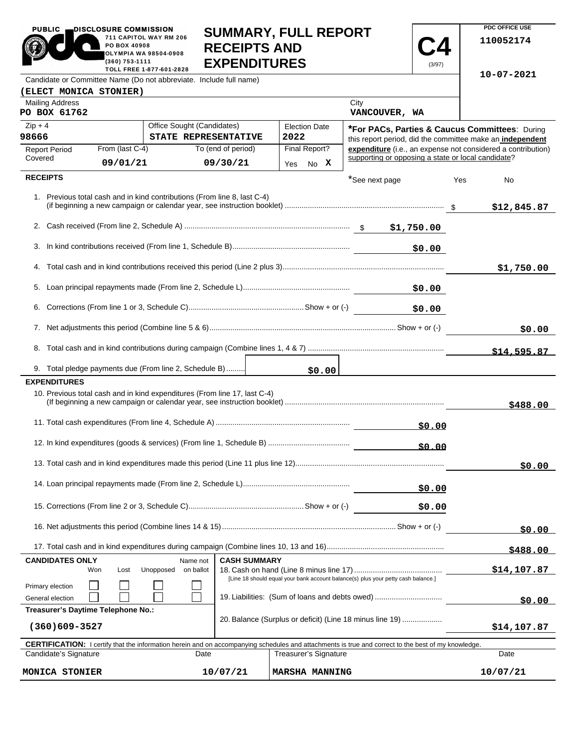PUBLIC DISCLOSURE COMMISSION
711 CAPITOL WAY RM 206
PO BOX 40908
OLYMPIA WA 98504-0908
(360) 753-1111
TOLL FREE 1-877-601-2828

# SUMMARY, FULL REPORT RECEIPTS AND EXPENDITURES

**C4** (3/97)

PDC OFFICE USE
110052174
10-07-2021

Candidate or Committee Name (Do not abbreviate. Include full name)
**(ELECT MONICA STONIER)**

| Mailing Address | City |
|---|---|
| PO BOX 61762 | VANCOUVER, WA |

| Zip + 4 | Office Sought (Candidates) | Election Date |
|---|---|---|
| 98666 | STATE REPRESENTATIVE | 2022 |

| Report Period Covered | From (last C-4) | To (end of period) | Final Report? |
|---|---|---|---|
| | 09/01/21 | 09/30/21 | Yes No **X** |

***For PACs, Parties & Caucus Committees**: During this report period, did the committee make an **independent expenditure** (i.e., an expense not considered a contribution) supporting or opposing a state or local candidate?

*See next page Yes No

## RECEIPTS

| Line | Description | Amount | Total |
|---|---|---|---|
| 1. | Previous total cash and in kind contributions (From line 8, last C-4) (if beginning a new campaign or calendar year, see instruction booklet) | | $12,845.87 |
| 2. | Cash received (From line 2, Schedule A) | $1,750.00 | |
| 3. | In kind contributions received (From line 1, Schedule B) | $0.00 | |
| 4. | Total cash and in kind contributions received this period (Line 2 plus 3) | | $1,750.00 |
| 5. | Loan principal repayments made (From line 2, Schedule L) | $0.00 | |
| 6. | Corrections (From line 1 or 3, Schedule C) Show + or (-) | $0.00 | |
| 7. | Net adjustments this period (Combine line 5 & 6) Show + or (-) | | $0.00 |
| 8. | Total cash and in kind contributions during campaign (Combine lines 1, 4 & 7) | | $14,595.87 |
| 9. | Total pledge payments due (From line 2, Schedule B) | $0.00 | |

## EXPENDITURES

| Line | Description | Amount | Total |
|---|---|---|---|
| 10. | Previous total cash and in kind expenditures (From line 17, last C-4) (If beginning a new campaign or calendar year, see instruction booklet) | | $488.00 |
| 11. | Total cash expenditures (From line 4, Schedule A) | $0.00 | |
| 12. | In kind expenditures (goods & services) (From line 1, Schedule B) | $0.00 | |
| 13. | Total cash and in kind expenditures made this period (Line 11 plus line 12) | | $0.00 |
| 14. | Loan principal repayments made (From line 2, Schedule L) | $0.00 | |
| 15. | Corrections (From line 2 or 3, Schedule C) Show + or (-) | $0.00 | |
| 16. | Net adjustments this period (Combine lines 14 & 15) Show + or (-) | | $0.00 |
| 17. | Total cash and in kind expenditures during campaign (Combine lines 10, 13 and 16) | | $488.00 |

**CANDIDATES ONLY**

| | Won | Lost | Unopposed | Name not on ballot |
|---|---|---|---|---|
| Primary election | ☐ | ☐ | ☐ | ☐ |
| General election | ☐ | ☐ | ☐ | ☐ |

**Treasurer's Daytime Telephone No.:** (360)609-3527

**CASH SUMMARY**

| Line | Description | Amount |
|---|---|---|
| 18. | Cash on hand (Line 8 minus line 17) [Line 18 should equal your bank account balance(s) plus your petty cash balance.] | $14,107.87 |
| 19. | Liabilities: (Sum of loans and debts owed) | $0.00 |
| 20. | Balance (Surplus or deficit) (Line 18 minus line 19) | $14,107.87 |

**CERTIFICATION:** I certify that the information herein and on accompanying schedules and attachments is true and correct to the best of my knowledge.

| Candidate's Signature | Date | Treasurer's Signature | Date |
|---|---|---|---|
| MONICA STONIER | 10/07/21 | MARSHA MANNING | 10/07/21 |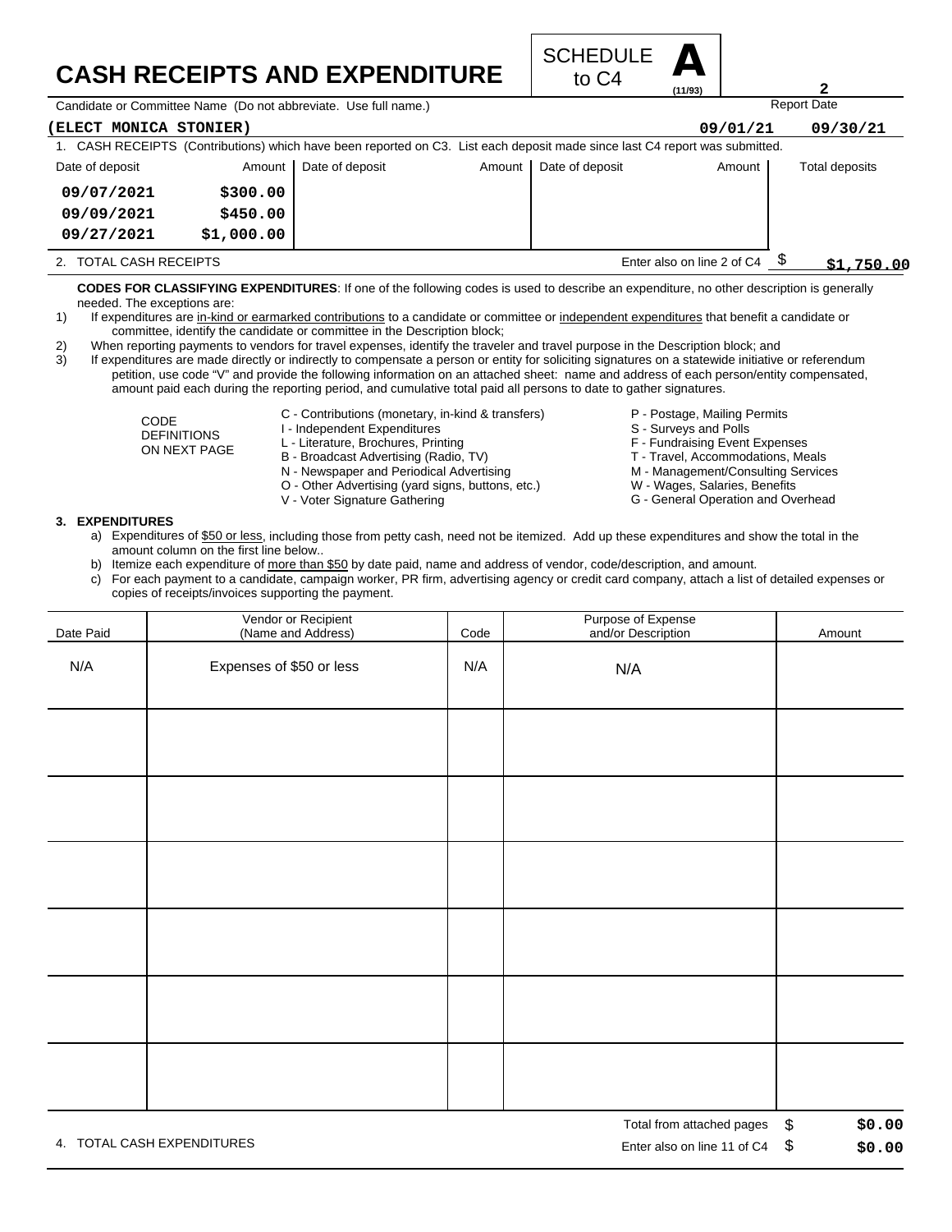# CASH RECEIPTS AND EXPENDITURE

SCHEDULE **A** to C4 (11/93)

**2**

Candidate or Committee Name (Do not abbreviate. Use full name.) | Report Date

**(ELECT MONICA STONIER)** **09/01/21** **09/30/21**

1. CASH RECEIPTS (Contributions) which have been reported on C3. List each deposit made since last C4 report was submitted.

| Date of deposit | Amount | Date of deposit | Amount | Date of deposit | Amount | Total deposits |
|---|---|---|---|---|---|---|
| 09/07/2021 | $300.00 | | | | | |
| 09/09/2021 | $450.00 | | | | | |
| 09/27/2021 | $1,000.00 | | | | | |

2. TOTAL CASH RECEIPTS — Enter also on line 2 of C4 $ **$1,750.00**

**CODES FOR CLASSIFYING EXPENDITURES**: If one of the following codes is used to describe an expenditure, no other description is generally needed. The exceptions are:

1) If expenditures are in-kind or earmarked contributions to a candidate or committee or independent expenditures that benefit a candidate or committee, identify the candidate or committee in the Description block;
2) When reporting payments to vendors for travel expenses, identify the traveler and travel purpose in the Description block; and
3) If expenditures are made directly or indirectly to compensate a person or entity for soliciting signatures on a statewide initiative or referendum petition, use code "V" and provide the following information on an attached sheet: name and address of each person/entity compensated, amount paid each during the reporting period, and cumulative total paid all persons to date to gather signatures.

CODE DEFINITIONS ON NEXT PAGE

- C - Contributions (monetary, in-kind & transfers)
- I - Independent Expenditures
- L - Literature, Brochures, Printing
- B - Broadcast Advertising (Radio, TV)
- N - Newspaper and Periodical Advertising
- O - Other Advertising (yard signs, buttons, etc.)
- V - Voter Signature Gathering
- P - Postage, Mailing Permits
- S - Surveys and Polls
- F - Fundraising Event Expenses
- T - Travel, Accommodations, Meals
- M - Management/Consulting Services
- W - Wages, Salaries, Benefits
- G - General Operation and Overhead

**3. EXPENDITURES**

a) Expenditures of $50 or less, including those from petty cash, need not be itemized. Add up these expenditures and show the total in the amount column on the first line below..
b) Itemize each expenditure of more than $50 by date paid, name and address of vendor, code/description, and amount.
c) For each payment to a candidate, campaign worker, PR firm, advertising agency or credit card company, attach a list of detailed expenses or copies of receipts/invoices supporting the payment.

| Date Paid | Vendor or Recipient (Name and Address) | Code | Purpose of Expense and/or Description | Amount |
|---|---|---|---|---|
| N/A | Expenses of $50 or less | N/A | N/A | |
| | | | | |
| | | | | |
| | | | | |
| | | | | |
| | | | | |
| | | | | |

Total from attached pages $ **$0.00**

4. TOTAL CASH EXPENDITURES — Enter also on line 11 of C4 $ **$0.00**